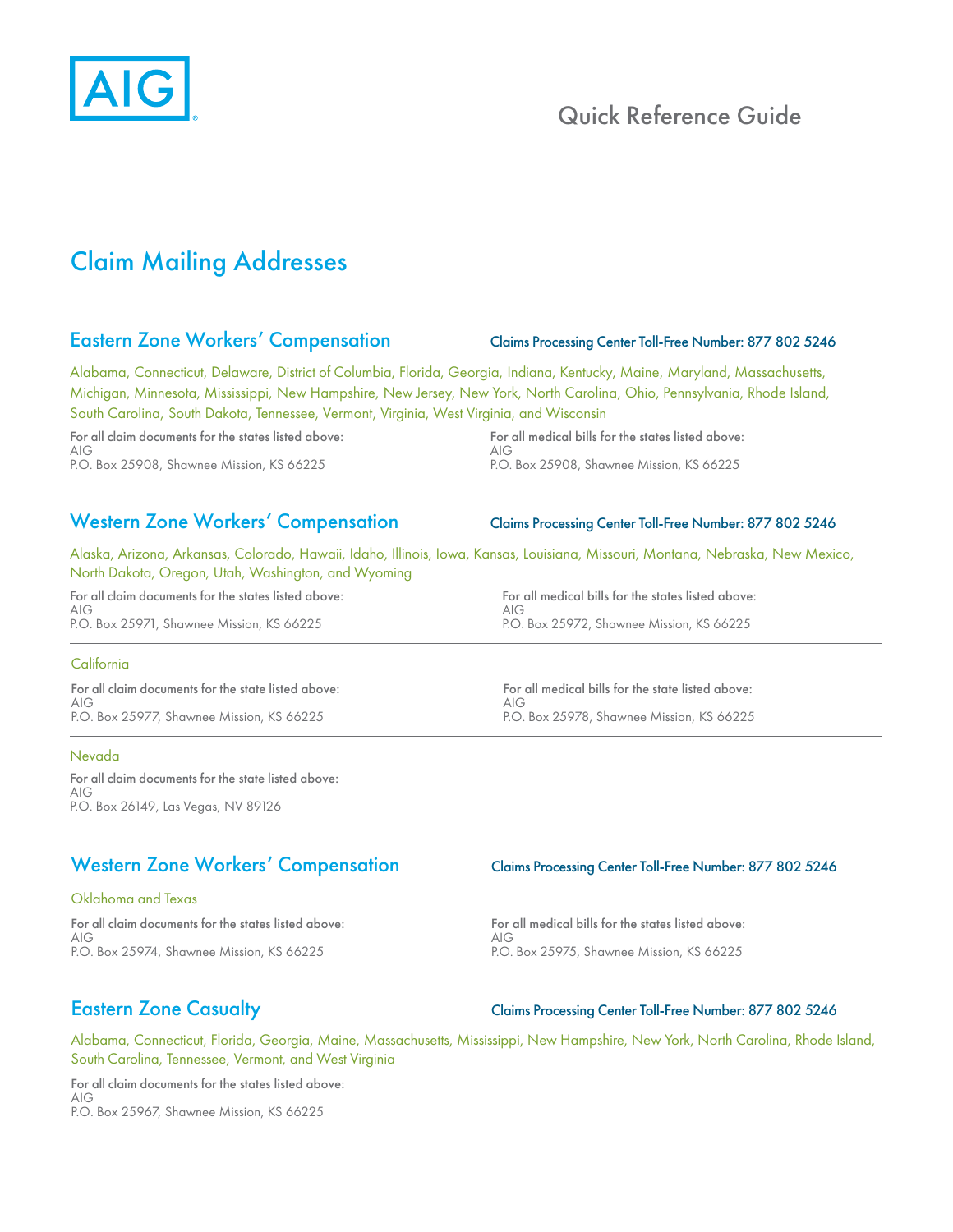AIG

Quick Reference Guide

# Claim Mailing Addresses

## Eastern Zone Workers' Compensation

Claims Processing Center Toll-Free Number: 877 802 5246

Alabama, Connecticut, Delaware, District of Columbia, Florida, Georgia, Indiana, Kentucky, Maine, Maryland, Massachusetts, Michigan, Minnesota, Mississippi, New Hampshire, New Jersey, New York, North Carolina, Ohio, Pennsylvania, Rhode Island, South Carolina, South Dakota, Tennessee, Vermont, Virginia, West Virginia, and Wisconsin

For all claim documents for the states listed above:
AIG
P.O. Box 25908, Shawnee Mission, KS 66225

For all medical bills for the states listed above:
AIG
P.O. Box 25908, Shawnee Mission, KS 66225

## Western Zone Workers' Compensation

Claims Processing Center Toll-Free Number: 877 802 5246

Alaska, Arizona, Arkansas, Colorado, Hawaii, Idaho, Illinois, Iowa, Kansas, Louisiana, Missouri, Montana, Nebraska, New Mexico, North Dakota, Oregon, Utah, Washington, and Wyoming

For all claim documents for the states listed above:
AIG
P.O. Box 25971, Shawnee Mission, KS 66225

For all medical bills for the states listed above:
AIG
P.O. Box 25972, Shawnee Mission, KS 66225

### California

For all claim documents for the state listed above:
AIG
P.O. Box 25977, Shawnee Mission, KS 66225

For all medical bills for the state listed above:
AIG
P.O. Box 25978, Shawnee Mission, KS 66225

### Nevada

For all claim documents for the state listed above:
AIG
P.O. Box 26149, Las Vegas, NV 89126

## Western Zone Workers' Compensation

Claims Processing Center Toll-Free Number: 877 802 5246

### Oklahoma and Texas

For all claim documents for the states listed above:
AIG
P.O. Box 25974, Shawnee Mission, KS 66225

For all medical bills for the states listed above:
AIG
P.O. Box 25975, Shawnee Mission, KS 66225

## Eastern Zone Casualty

Claims Processing Center Toll-Free Number: 877 802 5246

Alabama, Connecticut, Florida, Georgia, Maine, Massachusetts, Mississippi, New Hampshire, New York, North Carolina, Rhode Island, South Carolina, Tennessee, Vermont, and West Virginia

For all claim documents for the states listed above:
AIG
P.O. Box 25967, Shawnee Mission, KS 66225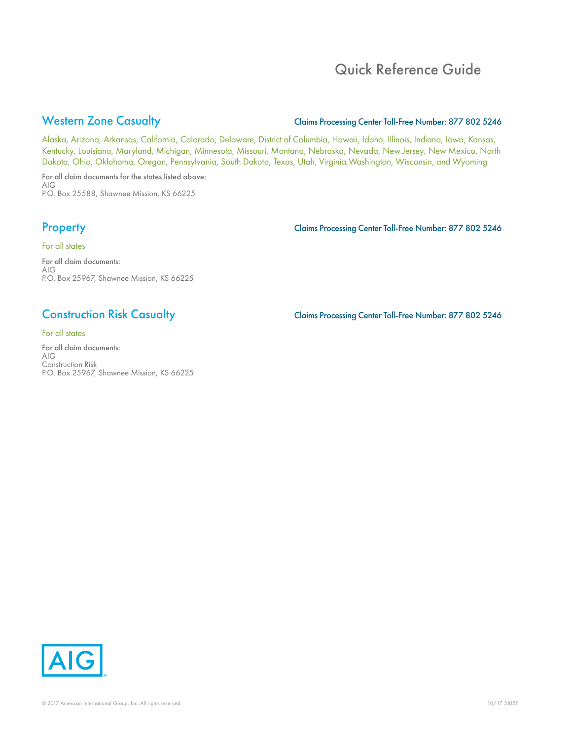# Quick Reference Guide

## Western Zone Casualty

Claims Processing Center Toll-Free Number: 877 802 5246

Alaska, Arizona, Arkansas, California, Colorado, Delaware, District of Columbia, Hawaii, Idaho, Illinois, Indiana, Iowa, Kansas, Kentucky, Louisiana, Maryland, Michigan, Minnesota, Missouri, Montana, Nebraska, Nevada, New Jersey, New Mexico, North Dakota, Ohio, Oklahoma, Oregon, Pennsylvania, South Dakota, Texas, Utah, Virginia, Washington, Wisconsin, and Wyoming

For all claim documents for the states listed above:
AIG
P.O. Box 25588, Shawnee Mission, KS 66225

## Property

Claims Processing Center Toll-Free Number: 877 802 5246

For all states

For all claim documents:
AIG
P.O. Box 25967, Shawnee Mission, KS 66225

## Construction Risk Casualty

Claims Processing Center Toll-Free Number: 877 802 5246

For all states

For all claim documents:
AIG
Construction Risk
P.O. Box 25967, Shawnee Mission, KS 66225

AIG

© 2017 American International Group, Inc. All rights reserved.

10/17 5815T